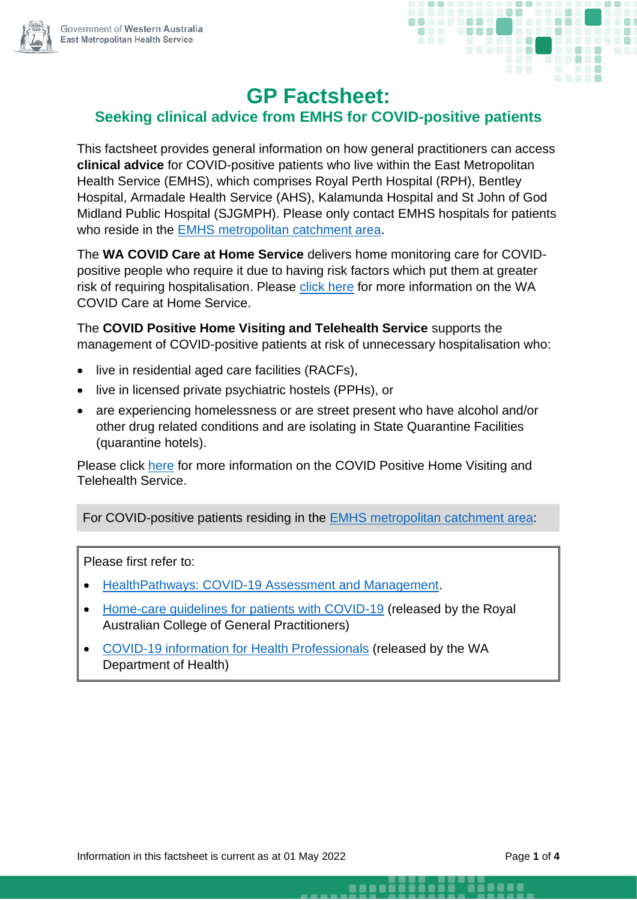Government of Western Australia
East Metropolitan Health Service

# GP Factsheet:

## Seeking clinical advice from EMHS for COVID-positive patients

This factsheet provides general information on how general practitioners can access **clinical advice** for COVID-positive patients who live within the East Metropolitan Health Service (EMHS), which comprises Royal Perth Hospital (RPH), Bentley Hospital, Armadale Health Service (AHS), Kalamunda Hospital and St John of God Midland Public Hospital (SJGMPH). Please only contact EMHS hospitals for patients who reside in the EMHS metropolitan catchment area.

The **WA COVID Care at Home Service** delivers home monitoring care for COVID-positive people who require it due to having risk factors which put them at greater risk of requiring hospitalisation. Please click here for more information on the WA COVID Care at Home Service.

The **COVID Positive Home Visiting and Telehealth Service** supports the management of COVID-positive patients at risk of unnecessary hospitalisation who:

- live in residential aged care facilities (RACFs),
- live in licensed private psychiatric hostels (PPHs), or
- are experiencing homelessness or are street present who have alcohol and/or other drug related conditions and are isolating in State Quarantine Facilities (quarantine hotels).

Please click here for more information on the COVID Positive Home Visiting and Telehealth Service.

For COVID-positive patients residing in the EMHS metropolitan catchment area:

Please first refer to:

- HealthPathways: COVID-19 Assessment and Management.
- Home-care guidelines for patients with COVID-19 (released by the Royal Australian College of General Practitioners)
- COVID-19 information for Health Professionals (released by the WA Department of Health)

Information in this factsheet is current as at 01 May 2022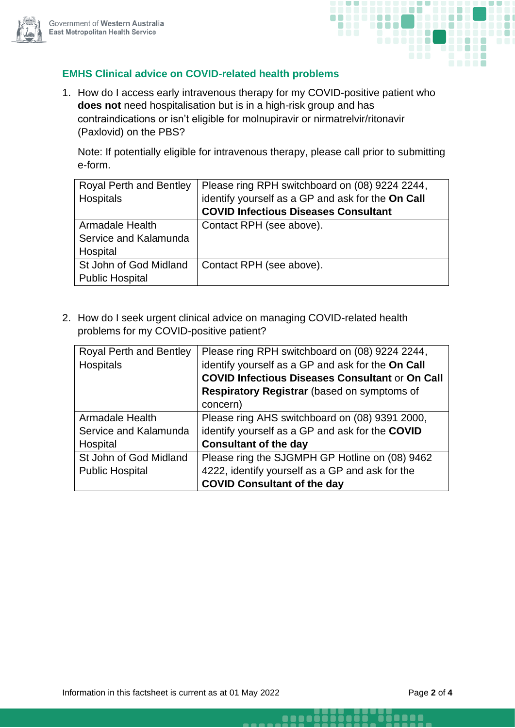## EMHS Clinical advice on COVID-related health problems

1. How do I access early intravenous therapy for my COVID-positive patient who **does not** need hospitalisation but is in a high-risk group and has contraindications or isn't eligible for molnupiravir or nirmatrelvir/ritonavir (Paxlovid) on the PBS?

   Note: If potentially eligible for intravenous therapy, please call prior to submitting e-form.

| Royal Perth and Bentley Hospitals | Please ring RPH switchboard on (08) 9224 2244, identify yourself as a GP and ask for the **On Call COVID Infectious Diseases Consultant** |
|---|---|
| Armadale Health Service and Kalamunda Hospital | Contact RPH (see above). |
| St John of God Midland Public Hospital | Contact RPH (see above). |

2. How do I seek urgent clinical advice on managing COVID-related health problems for my COVID-positive patient?

| Royal Perth and Bentley Hospitals | Please ring RPH switchboard on (08) 9224 2244, identify yourself as a GP and ask for the **On Call COVID Infectious Diseases Consultant** or **On Call Respiratory Registrar** (based on symptoms of concern) |
|---|---|
| Armadale Health Service and Kalamunda Hospital | Please ring AHS switchboard on (08) 9391 2000, identify yourself as a GP and ask for the **COVID Consultant of the day** |
| St John of God Midland Public Hospital | Please ring the SJGMPH GP Hotline on (08) 9462 4222, identify yourself as a GP and ask for the **COVID Consultant of the day** |

Information in this factsheet is current as at 01 May 2022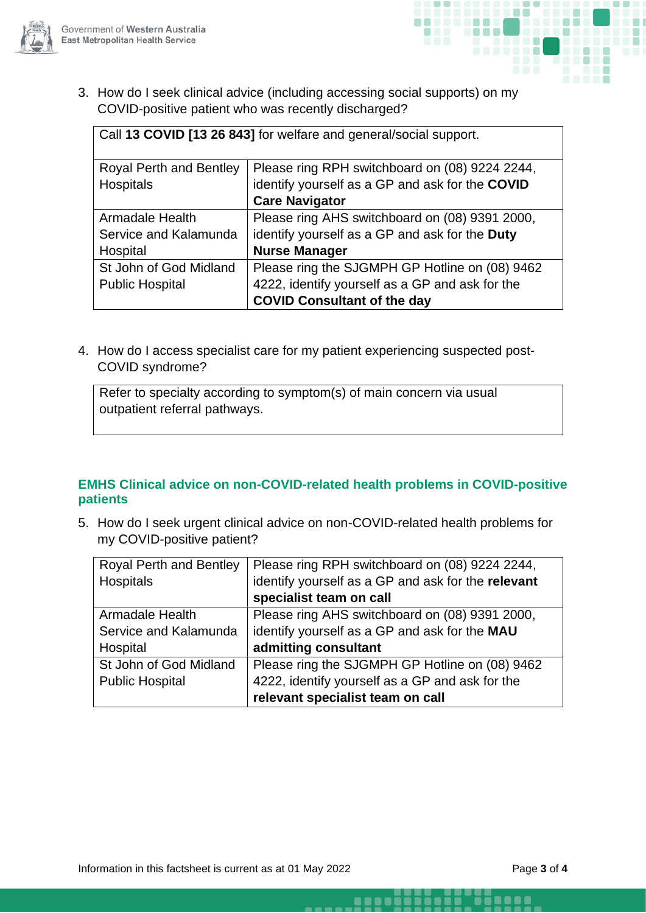3. How do I seek clinical advice (including accessing social supports) on my COVID-positive patient who was recently discharged?

| Call **13 COVID [13 26 843]** for welfare and general/social support. | |
|---|---|
| Royal Perth and Bentley Hospitals | Please ring RPH switchboard on (08) 9224 2244, identify yourself as a GP and ask for the **COVID Care Navigator** |
| Armadale Health Service and Kalamunda Hospital | Please ring AHS switchboard on (08) 9391 2000, identify yourself as a GP and ask for the **Duty Nurse Manager** |
| St John of God Midland Public Hospital | Please ring the SJGMPH GP Hotline on (08) 9462 4222, identify yourself as a GP and ask for the **COVID Consultant of the day** |

4. How do I access specialist care for my patient experiencing suspected post-COVID syndrome?

| Refer to specialty according to symptom(s) of main concern via usual outpatient referral pathways. |
|---|

## EMHS Clinical advice on non-COVID-related health problems in COVID-positive patients

5. How do I seek urgent clinical advice on non-COVID-related health problems for my COVID-positive patient?

| Hospital | Contact |
|---|---|
| Royal Perth and Bentley Hospitals | Please ring RPH switchboard on (08) 9224 2244, identify yourself as a GP and ask for the **relevant specialist team on call** |
| Armadale Health Service and Kalamunda Hospital | Please ring AHS switchboard on (08) 9391 2000, identify yourself as a GP and ask for the **MAU admitting consultant** |
| St John of God Midland Public Hospital | Please ring the SJGMPH GP Hotline on (08) 9462 4222, identify yourself as a GP and ask for the **relevant specialist team on call** |

Information in this factsheet is current as at 01 May 2022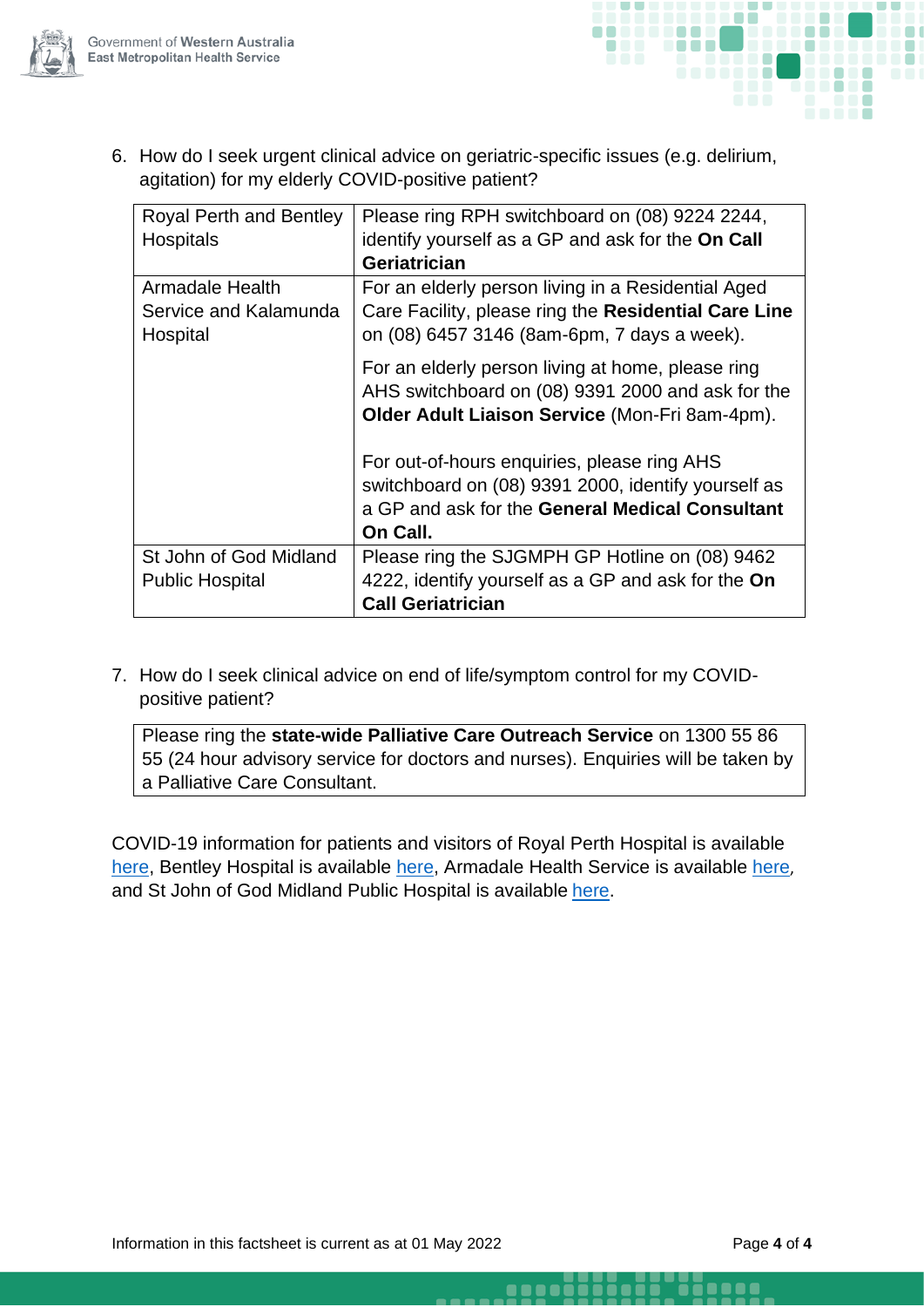6. How do I seek urgent clinical advice on geriatric-specific issues (e.g. delirium, agitation) for my elderly COVID-positive patient?

| | |
|---|---|
| Royal Perth and Bentley Hospitals | Please ring RPH switchboard on (08) 9224 2244, identify yourself as a GP and ask for the **On Call Geriatrician** |
| Armadale Health Service and Kalamunda Hospital | For an elderly person living in a Residential Aged Care Facility, please ring the **Residential Care Line** on (08) 6457 3146 (8am-6pm, 7 days a week).<br><br>For an elderly person living at home, please ring AHS switchboard on (08) 9391 2000 and ask for the **Older Adult Liaison Service** (Mon-Fri 8am-4pm).<br><br>For out-of-hours enquiries, please ring AHS switchboard on (08) 9391 2000, identify yourself as a GP and ask for the **General Medical Consultant On Call.** |
| St John of God Midland Public Hospital | Please ring the SJGMPH GP Hotline on (08) 9462 4222, identify yourself as a GP and ask for the **On Call Geriatrician** |

7. How do I seek clinical advice on end of life/symptom control for my COVID-positive patient?

| |
|---|
| Please ring the **state-wide Palliative Care Outreach Service** on 1300 55 86 55 (24 hour advisory service for doctors and nurses). Enquiries will be taken by a Palliative Care Consultant. |

COVID-19 information for patients and visitors of Royal Perth Hospital is available here, Bentley Hospital is available here, Armadale Health Service is available here, and St John of God Midland Public Hospital is available here.

Information in this factsheet is current as at 01 May 2022